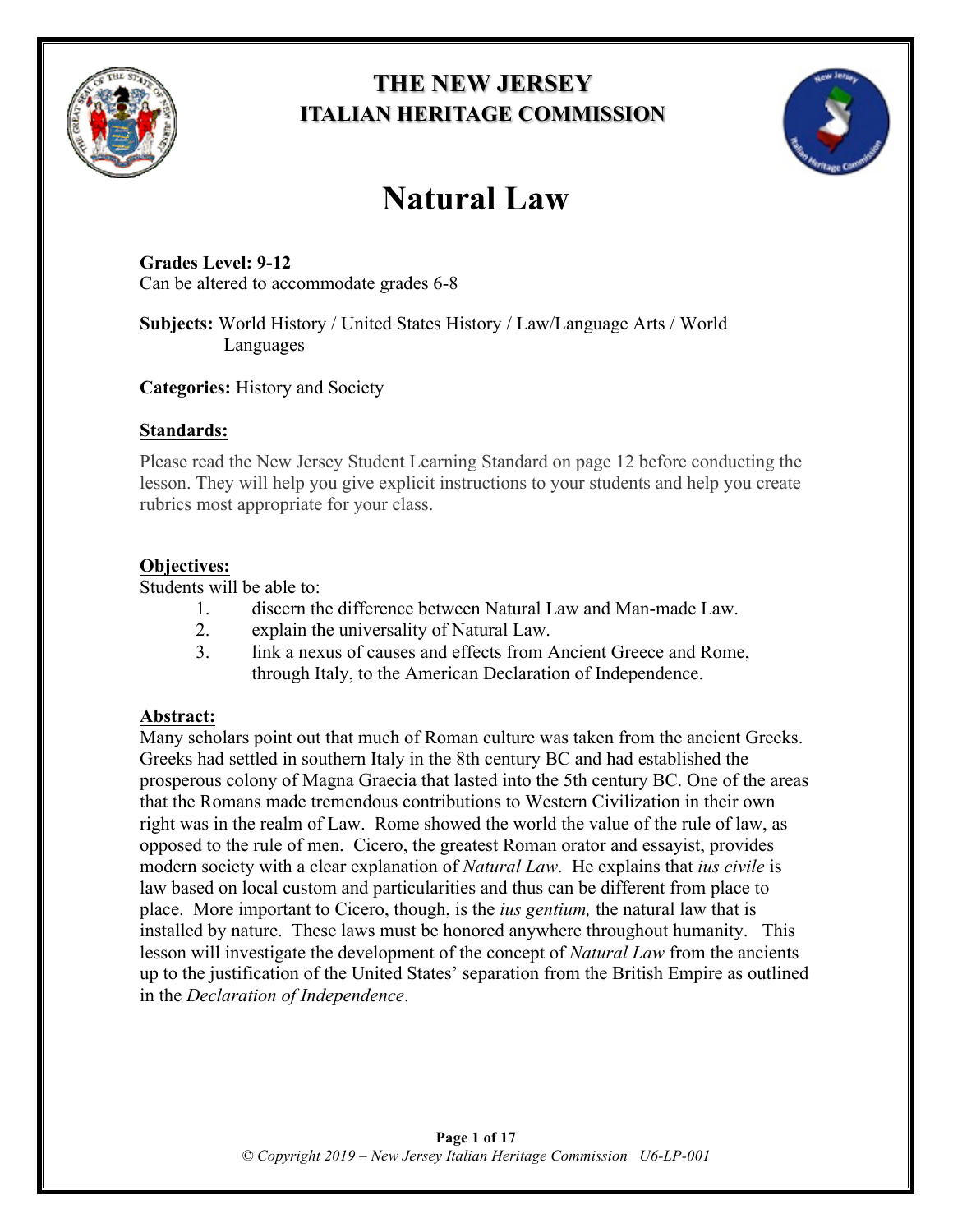# THE NEW JERSEY
## ITALIAN HERITAGE COMMISSION

# Natural Law

**Grades Level: 9-12**
Can be altered to accommodate grades 6-8

**Subjects:** World History / United States History / Law/Language Arts / World Languages

**Categories:** History and Society

**Standards:**

Please read the New Jersey Student Learning Standard on page 12 before conducting the lesson. They will help you give explicit instructions to your students and help you create rubrics most appropriate for your class.

**Objectives:**

Students will be able to:

1. discern the difference between Natural Law and Man-made Law.
2. explain the universality of Natural Law.
3. link a nexus of causes and effects from Ancient Greece and Rome, through Italy, to the American Declaration of Independence.

**Abstract:**

Many scholars point out that much of Roman culture was taken from the ancient Greeks. Greeks had settled in southern Italy in the 8th century BC and had established the prosperous colony of Magna Graecia that lasted into the 5th century BC. One of the areas that the Romans made tremendous contributions to Western Civilization in their own right was in the realm of Law. Rome showed the world the value of the rule of law, as opposed to the rule of men. Cicero, the greatest Roman orator and essayist, provides modern society with a clear explanation of *Natural Law*. He explains that *ius civile* is law based on local custom and particularities and thus can be different from place to place. More important to Cicero, though, is the *ius gentium,* the natural law that is installed by nature. These laws must be honored anywhere throughout humanity. This lesson will investigate the development of the concept of *Natural Law* from the ancients up to the justification of the United States' separation from the British Empire as outlined in the *Declaration of Independence*.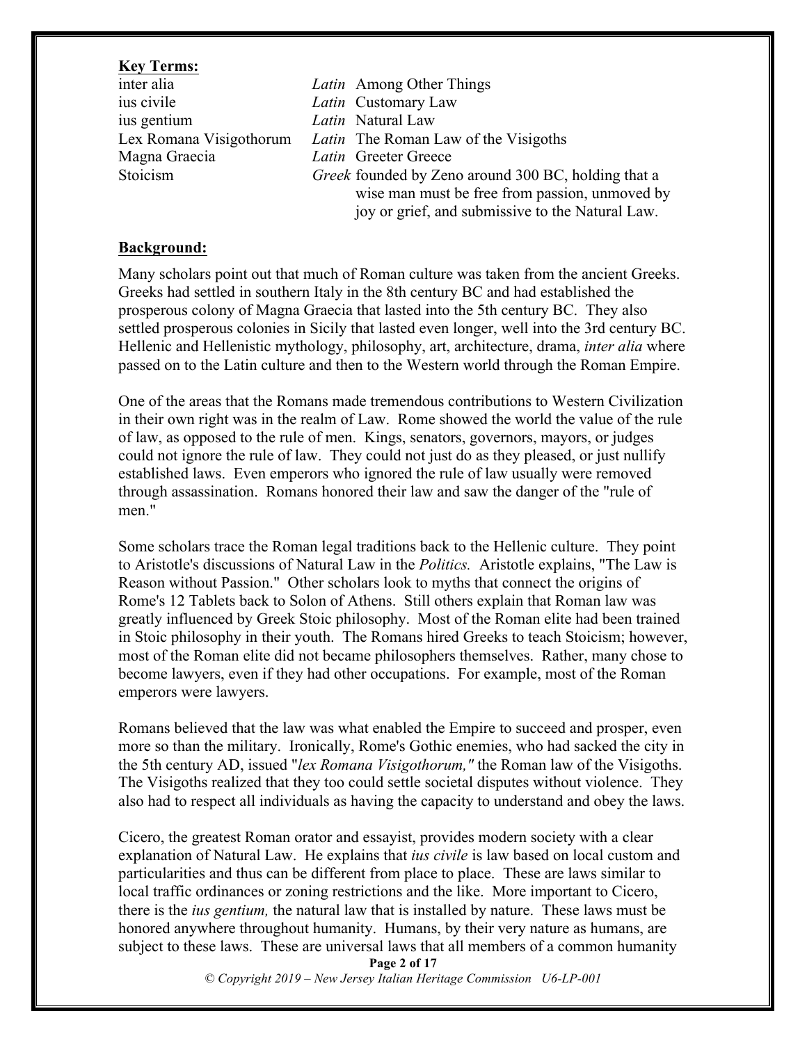**Key Terms:**

| | |
|---|---|
| inter alia | *Latin* Among Other Things |
| ius civile | *Latin* Customary Law |
| ius gentium | *Latin* Natural Law |
| Lex Romana Visigothorum | *Latin* The Roman Law of the Visigoths |
| Magna Graecia | *Latin* Greeter Greece |
| Stoicism | *Greek* founded by Zeno around 300 BC, holding that a wise man must be free from passion, unmoved by joy or grief, and submissive to the Natural Law. |

**Background:**

Many scholars point out that much of Roman culture was taken from the ancient Greeks. Greeks had settled in southern Italy in the 8th century BC and had established the prosperous colony of Magna Graecia that lasted into the 5th century BC. They also settled prosperous colonies in Sicily that lasted even longer, well into the 3rd century BC. Hellenic and Hellenistic mythology, philosophy, art, architecture, drama, *inter alia* where passed on to the Latin culture and then to the Western world through the Roman Empire.

One of the areas that the Romans made tremendous contributions to Western Civilization in their own right was in the realm of Law. Rome showed the world the value of the rule of law, as opposed to the rule of men. Kings, senators, governors, mayors, or judges could not ignore the rule of law. They could not just do as they pleased, or just nullify established laws. Even emperors who ignored the rule of law usually were removed through assassination. Romans honored their law and saw the danger of the "rule of men."

Some scholars trace the Roman legal traditions back to the Hellenic culture. They point to Aristotle's discussions of Natural Law in the *Politics.* Aristotle explains, "The Law is Reason without Passion." Other scholars look to myths that connect the origins of Rome's 12 Tablets back to Solon of Athens. Still others explain that Roman law was greatly influenced by Greek Stoic philosophy. Most of the Roman elite had been trained in Stoic philosophy in their youth. The Romans hired Greeks to teach Stoicism; however, most of the Roman elite did not became philosophers themselves. Rather, many chose to become lawyers, even if they had other occupations. For example, most of the Roman emperors were lawyers.

Romans believed that the law was what enabled the Empire to succeed and prosper, even more so than the military. Ironically, Rome's Gothic enemies, who had sacked the city in the 5th century AD, issued "*lex Romana Visigothorum,"* the Roman law of the Visigoths. The Visigoths realized that they too could settle societal disputes without violence. They also had to respect all individuals as having the capacity to understand and obey the laws.

Cicero, the greatest Roman orator and essayist, provides modern society with a clear explanation of Natural Law. He explains that *ius civile* is law based on local custom and particularities and thus can be different from place to place. These are laws similar to local traffic ordinances or zoning restrictions and the like. More important to Cicero, there is the *ius gentium,* the natural law that is installed by nature. These laws must be honored anywhere throughout humanity. Humans, by their very nature as humans, are subject to these laws. These are universal laws that all members of a common humanity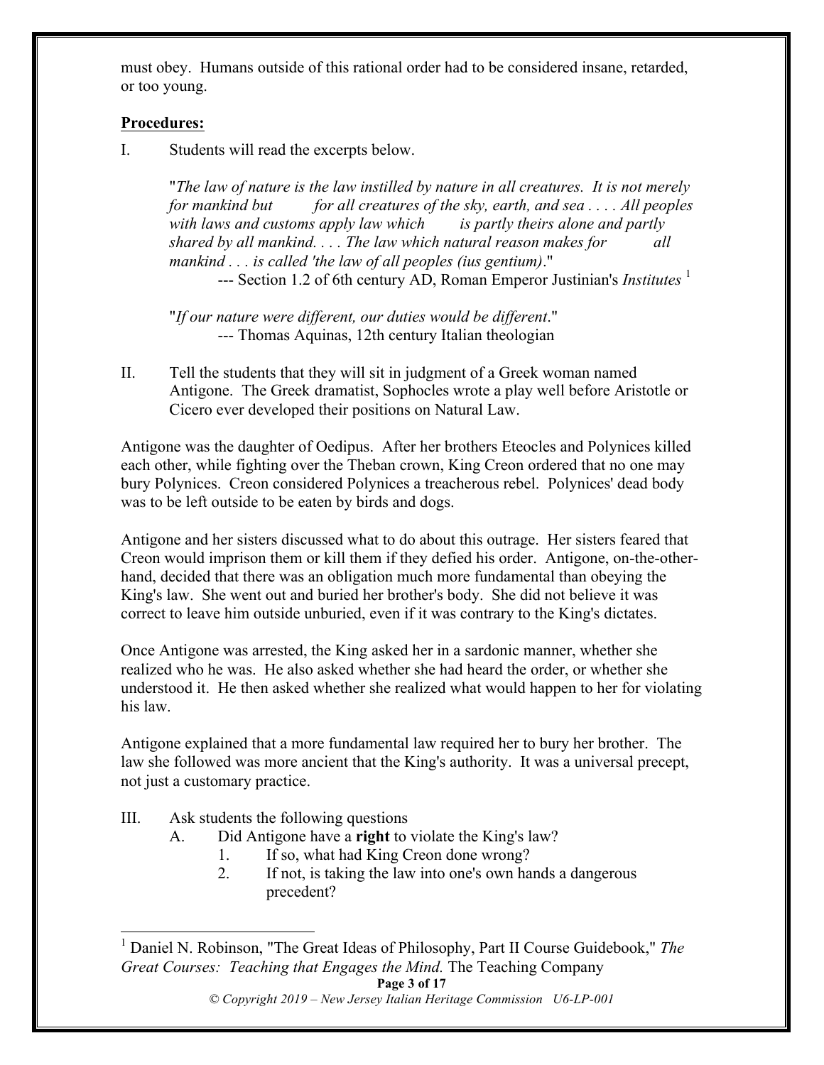must obey. Humans outside of this rational order had to be considered insane, retarded, or too young.

**Procedures:**

I. Students will read the excerpts below.

> "*The law of nature is the law instilled by nature in all creatures. It is not merely for mankind but for all creatures of the sky, earth, and sea . . . . All peoples with laws and customs apply law which is partly theirs alone and partly shared by all mankind. . . . The law which natural reason makes for all mankind . . . is called 'the law of all peoples (ius gentium)*."
> --- Section 1.2 of 6th century AD, Roman Emperor Justinian's *Institutes* [1]
>
> "*If our nature were different, our duties would be different*."
> --- Thomas Aquinas, 12th century Italian theologian

II. Tell the students that they will sit in judgment of a Greek woman named Antigone. The Greek dramatist, Sophocles wrote a play well before Aristotle or Cicero ever developed their positions on Natural Law.

Antigone was the daughter of Oedipus. After her brothers Eteocles and Polynices killed each other, while fighting over the Theban crown, King Creon ordered that no one may bury Polynices. Creon considered Polynices a treacherous rebel. Polynices' dead body was to be left outside to be eaten by birds and dogs.

Antigone and her sisters discussed what to do about this outrage. Her sisters feared that Creon would imprison them or kill them if they defied his order. Antigone, on-the-other-hand, decided that there was an obligation much more fundamental than obeying the King's law. She went out and buried her brother's body. She did not believe it was correct to leave him outside unburied, even if it was contrary to the King's dictates.

Once Antigone was arrested, the King asked her in a sardonic manner, whether she realized who he was. He also asked whether she had heard the order, or whether she understood it. He then asked whether she realized what would happen to her for violating his law.

Antigone explained that a more fundamental law required her to bury her brother. The law she followed was more ancient that the King's authority. It was a universal precept, not just a customary practice.

III. Ask students the following questions

   A. Did Antigone have a **right** to violate the King's law?

      1. If so, what had King Creon done wrong?
      2. If not, is taking the law into one's own hands a dangerous precedent?

---

[1] Daniel N. Robinson, "The Great Ideas of Philosophy, Part II Course Guidebook," *The Great Courses: Teaching that Engages the Mind.* The Teaching Company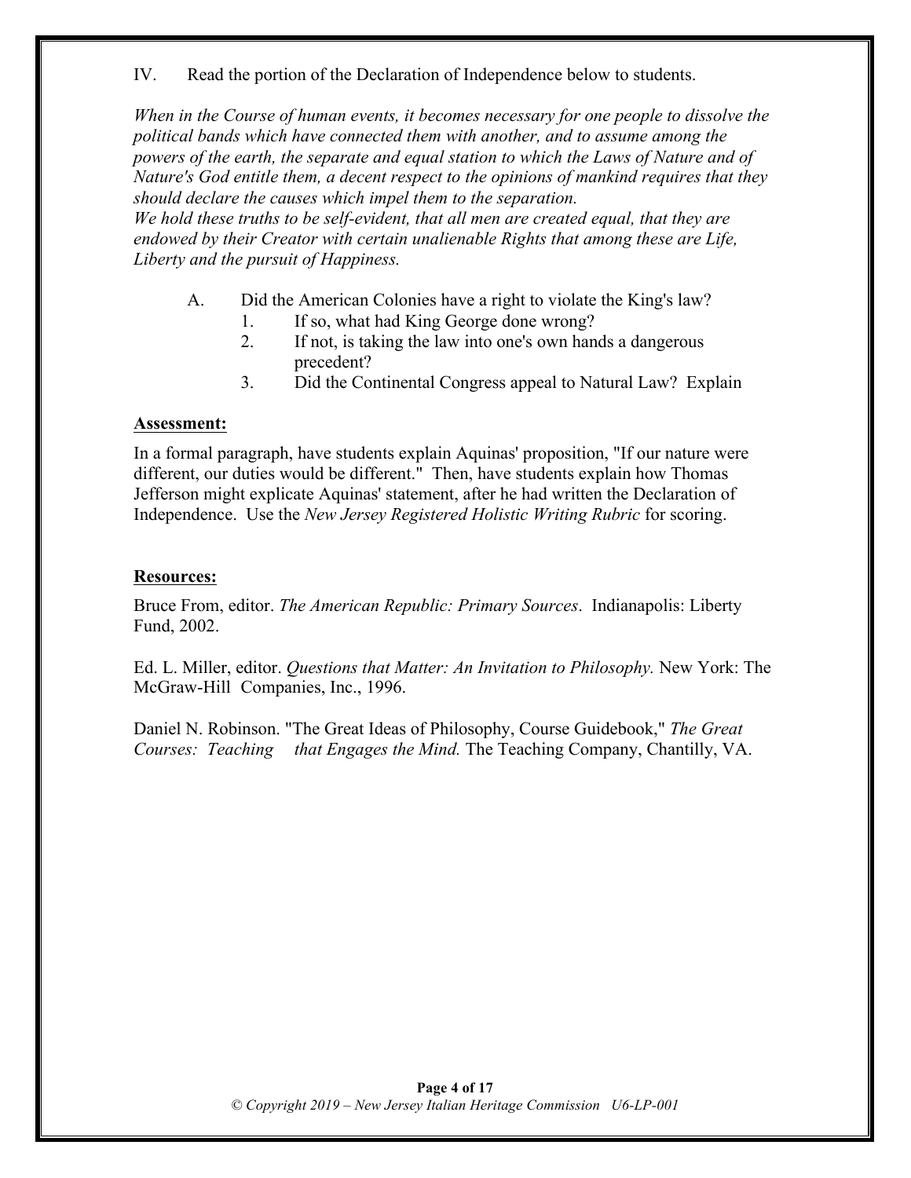IV. Read the portion of the Declaration of Independence below to students.

*When in the Course of human events, it becomes necessary for one people to dissolve the political bands which have connected them with another, and to assume among the powers of the earth, the separate and equal station to which the Laws of Nature and of Nature's God entitle them, a decent respect to the opinions of mankind requires that they should declare the causes which impel them to the separation.*
*We hold these truths to be self-evident, that all men are created equal, that they are endowed by their Creator with certain unalienable Rights that among these are Life, Liberty and the pursuit of Happiness.*

A. Did the American Colonies have a right to violate the King's law?
   1. If so, what had King George done wrong?
   2. If not, is taking the law into one's own hands a dangerous precedent?
   3. Did the Continental Congress appeal to Natural Law? Explain

**Assessment:**

In a formal paragraph, have students explain Aquinas' proposition, "If our nature were different, our duties would be different." Then, have students explain how Thomas Jefferson might explicate Aquinas' statement, after he had written the Declaration of Independence. Use the *New Jersey Registered Holistic Writing Rubric* for scoring.

**Resources:**

Bruce From, editor. *The American Republic: Primary Sources*. Indianapolis: Liberty Fund, 2002.

Ed. L. Miller, editor. *Questions that Matter: An Invitation to Philosophy.* New York: The McGraw-Hill Companies, Inc., 1996.

Daniel N. Robinson. "The Great Ideas of Philosophy, Course Guidebook," *The Great Courses: Teaching that Engages the Mind.* The Teaching Company, Chantilly, VA.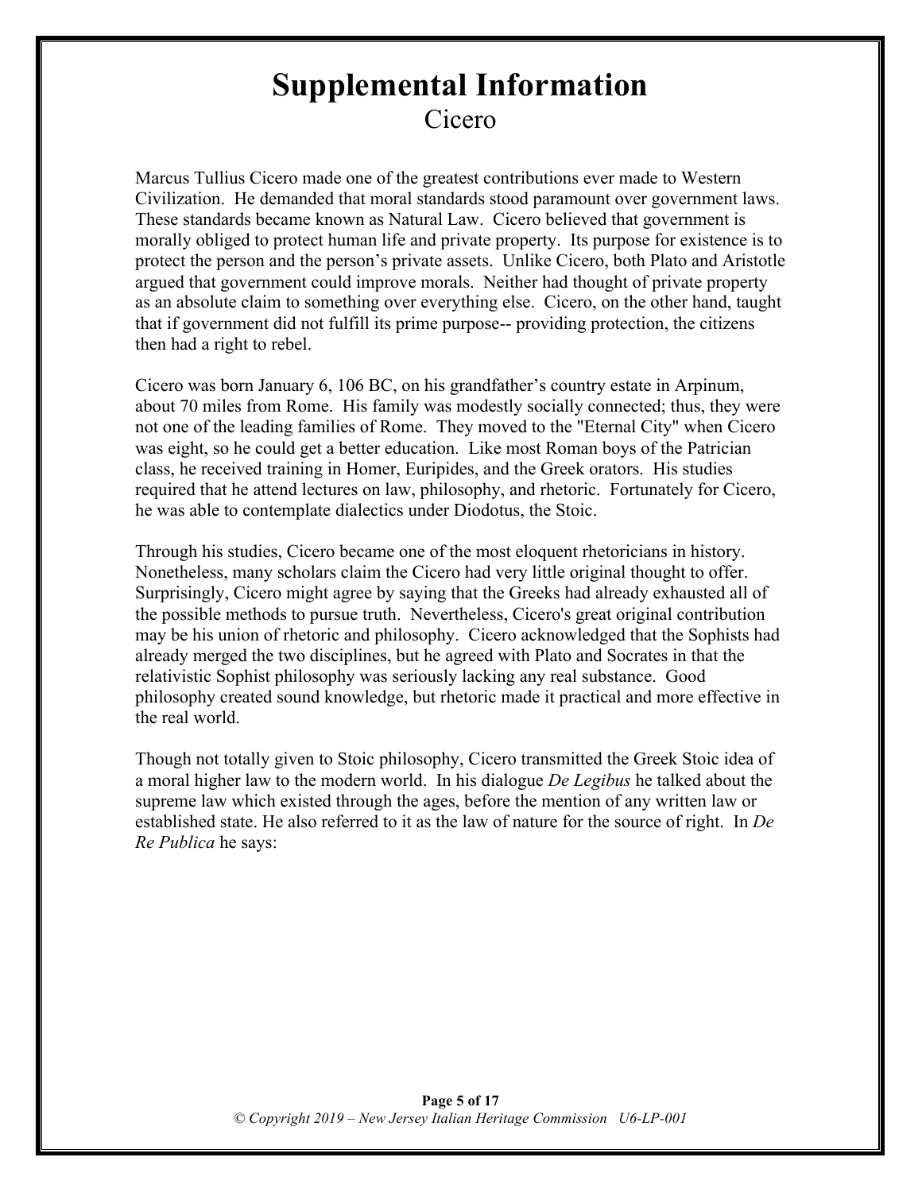# Supplemental Information

## Cicero

Marcus Tullius Cicero made one of the greatest contributions ever made to Western Civilization. He demanded that moral standards stood paramount over government laws. These standards became known as Natural Law. Cicero believed that government is morally obliged to protect human life and private property. Its purpose for existence is to protect the person and the person's private assets. Unlike Cicero, both Plato and Aristotle argued that government could improve morals. Neither had thought of private property as an absolute claim to something over everything else. Cicero, on the other hand, taught that if government did not fulfill its prime purpose-- providing protection, the citizens then had a right to rebel.

Cicero was born January 6, 106 BC, on his grandfather's country estate in Arpinum, about 70 miles from Rome. His family was modestly socially connected; thus, they were not one of the leading families of Rome. They moved to the "Eternal City" when Cicero was eight, so he could get a better education. Like most Roman boys of the Patrician class, he received training in Homer, Euripides, and the Greek orators. His studies required that he attend lectures on law, philosophy, and rhetoric. Fortunately for Cicero, he was able to contemplate dialectics under Diodotus, the Stoic.

Through his studies, Cicero became one of the most eloquent rhetoricians in history. Nonetheless, many scholars claim the Cicero had very little original thought to offer. Surprisingly, Cicero might agree by saying that the Greeks had already exhausted all of the possible methods to pursue truth. Nevertheless, Cicero's great original contribution may be his union of rhetoric and philosophy. Cicero acknowledged that the Sophists had already merged the two disciplines, but he agreed with Plato and Socrates in that the relativistic Sophist philosophy was seriously lacking any real substance. Good philosophy created sound knowledge, but rhetoric made it practical and more effective in the real world.

Though not totally given to Stoic philosophy, Cicero transmitted the Greek Stoic idea of a moral higher law to the modern world. In his dialogue *De Legibus* he talked about the supreme law which existed through the ages, before the mention of any written law or established state. He also referred to it as the law of nature for the source of right. In *De Re Publica* he says: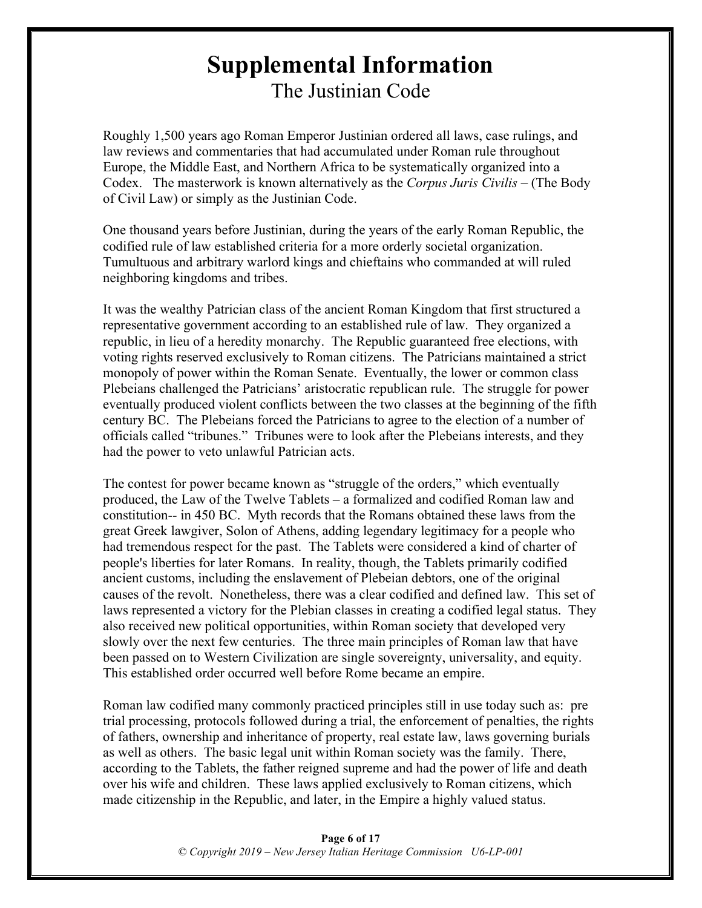# Supplemental Information

## The Justinian Code

Roughly 1,500 years ago Roman Emperor Justinian ordered all laws, case rulings, and law reviews and commentaries that had accumulated under Roman rule throughout Europe, the Middle East, and Northern Africa to be systematically organized into a Codex. The masterwork is known alternatively as the *Corpus Juris Civilis* – (The Body of Civil Law) or simply as the Justinian Code.

One thousand years before Justinian, during the years of the early Roman Republic, the codified rule of law established criteria for a more orderly societal organization. Tumultuous and arbitrary warlord kings and chieftains who commanded at will ruled neighboring kingdoms and tribes.

It was the wealthy Patrician class of the ancient Roman Kingdom that first structured a representative government according to an established rule of law. They organized a republic, in lieu of a heredity monarchy. The Republic guaranteed free elections, with voting rights reserved exclusively to Roman citizens. The Patricians maintained a strict monopoly of power within the Roman Senate. Eventually, the lower or common class Plebeians challenged the Patricians' aristocratic republican rule. The struggle for power eventually produced violent conflicts between the two classes at the beginning of the fifth century BC. The Plebeians forced the Patricians to agree to the election of a number of officials called "tribunes." Tribunes were to look after the Plebeians interests, and they had the power to veto unlawful Patrician acts.

The contest for power became known as "struggle of the orders," which eventually produced, the Law of the Twelve Tablets – a formalized and codified Roman law and constitution-- in 450 BC. Myth records that the Romans obtained these laws from the great Greek lawgiver, Solon of Athens, adding legendary legitimacy for a people who had tremendous respect for the past. The Tablets were considered a kind of charter of people's liberties for later Romans. In reality, though, the Tablets primarily codified ancient customs, including the enslavement of Plebeian debtors, one of the original causes of the revolt. Nonetheless, there was a clear codified and defined law. This set of laws represented a victory for the Plebian classes in creating a codified legal status. They also received new political opportunities, within Roman society that developed very slowly over the next few centuries. The three main principles of Roman law that have been passed on to Western Civilization are single sovereignty, universality, and equity. This established order occurred well before Rome became an empire.

Roman law codified many commonly practiced principles still in use today such as: pre trial processing, protocols followed during a trial, the enforcement of penalties, the rights of fathers, ownership and inheritance of property, real estate law, laws governing burials as well as others. The basic legal unit within Roman society was the family. There, according to the Tablets, the father reigned supreme and had the power of life and death over his wife and children. These laws applied exclusively to Roman citizens, which made citizenship in the Republic, and later, in the Empire a highly valued status.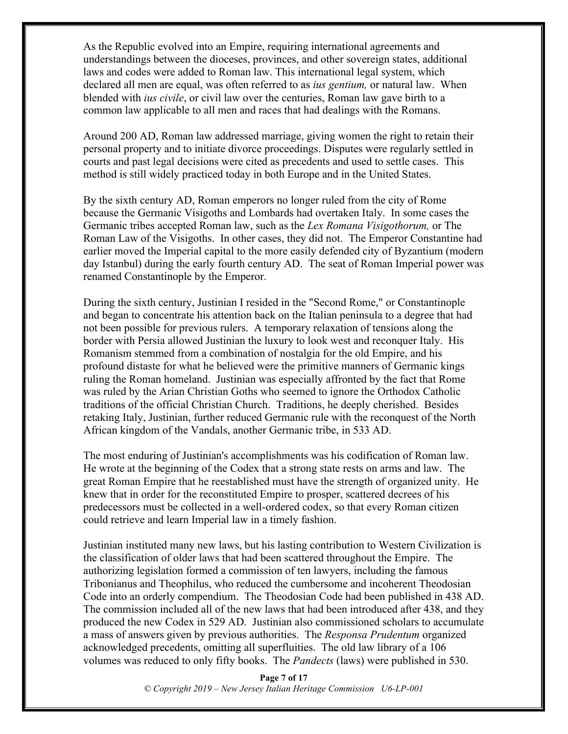As the Republic evolved into an Empire, requiring international agreements and understandings between the dioceses, provinces, and other sovereign states, additional laws and codes were added to Roman law. This international legal system, which declared all men are equal, was often referred to as *ius gentium,* or natural law. When blended with *ius civile*, or civil law over the centuries, Roman law gave birth to a common law applicable to all men and races that had dealings with the Romans.

Around 200 AD, Roman law addressed marriage, giving women the right to retain their personal property and to initiate divorce proceedings. Disputes were regularly settled in courts and past legal decisions were cited as precedents and used to settle cases. This method is still widely practiced today in both Europe and in the United States.

By the sixth century AD, Roman emperors no longer ruled from the city of Rome because the Germanic Visigoths and Lombards had overtaken Italy. In some cases the Germanic tribes accepted Roman law, such as the *Lex Romana Visigothorum,* or The Roman Law of the Visigoths. In other cases, they did not. The Emperor Constantine had earlier moved the Imperial capital to the more easily defended city of Byzantium (modern day Istanbul) during the early fourth century AD. The seat of Roman Imperial power was renamed Constantinople by the Emperor.

During the sixth century, Justinian I resided in the "Second Rome," or Constantinople and began to concentrate his attention back on the Italian peninsula to a degree that had not been possible for previous rulers. A temporary relaxation of tensions along the border with Persia allowed Justinian the luxury to look west and reconquer Italy. His Romanism stemmed from a combination of nostalgia for the old Empire, and his profound distaste for what he believed were the primitive manners of Germanic kings ruling the Roman homeland. Justinian was especially affronted by the fact that Rome was ruled by the Arian Christian Goths who seemed to ignore the Orthodox Catholic traditions of the official Christian Church. Traditions, he deeply cherished. Besides retaking Italy, Justinian, further reduced Germanic rule with the reconquest of the North African kingdom of the Vandals, another Germanic tribe, in 533 AD.

The most enduring of Justinian's accomplishments was his codification of Roman law. He wrote at the beginning of the Codex that a strong state rests on arms and law. The great Roman Empire that he reestablished must have the strength of organized unity. He knew that in order for the reconstituted Empire to prosper, scattered decrees of his predecessors must be collected in a well-ordered codex, so that every Roman citizen could retrieve and learn Imperial law in a timely fashion.

Justinian instituted many new laws, but his lasting contribution to Western Civilization is the classification of older laws that had been scattered throughout the Empire. The authorizing legislation formed a commission of ten lawyers, including the famous Tribonianus and Theophilus, who reduced the cumbersome and incoherent Theodosian Code into an orderly compendium. The Theodosian Code had been published in 438 AD. The commission included all of the new laws that had been introduced after 438, and they produced the new Codex in 529 AD. Justinian also commissioned scholars to accumulate a mass of answers given by previous authorities. The *Responsa Prudentum* organized acknowledged precedents, omitting all superfluities. The old law library of a 106 volumes was reduced to only fifty books. The *Pandects* (laws) were published in 530.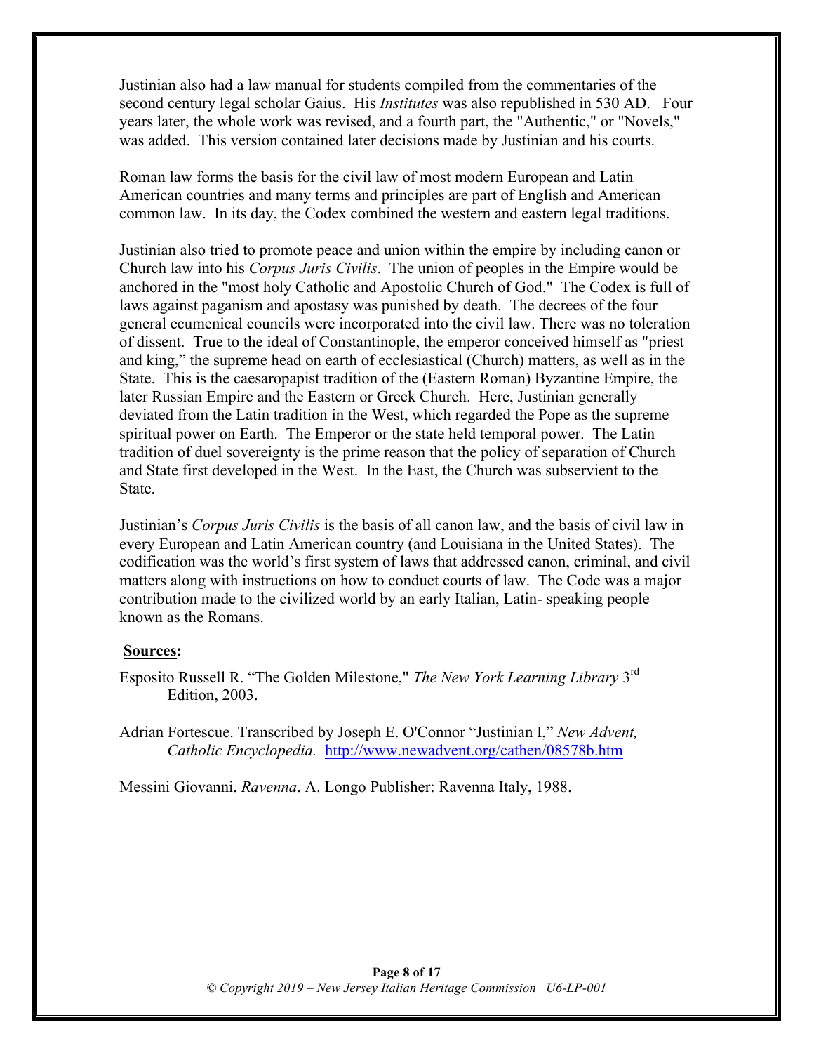Justinian also had a law manual for students compiled from the commentaries of the second century legal scholar Gaius. His *Institutes* was also republished in 530 AD. Four years later, the whole work was revised, and a fourth part, the "Authentic," or "Novels," was added. This version contained later decisions made by Justinian and his courts.

Roman law forms the basis for the civil law of most modern European and Latin American countries and many terms and principles are part of English and American common law. In its day, the Codex combined the western and eastern legal traditions.

Justinian also tried to promote peace and union within the empire by including canon or Church law into his *Corpus Juris Civilis*. The union of peoples in the Empire would be anchored in the "most holy Catholic and Apostolic Church of God." The Codex is full of laws against paganism and apostasy was punished by death. The decrees of the four general ecumenical councils were incorporated into the civil law. There was no toleration of dissent. True to the ideal of Constantinople, the emperor conceived himself as "priest and king," the supreme head on earth of ecclesiastical (Church) matters, as well as in the State. This is the caesaropapist tradition of the (Eastern Roman) Byzantine Empire, the later Russian Empire and the Eastern or Greek Church. Here, Justinian generally deviated from the Latin tradition in the West, which regarded the Pope as the supreme spiritual power on Earth. The Emperor or the state held temporal power. The Latin tradition of duel sovereignty is the prime reason that the policy of separation of Church and State first developed in the West. In the East, the Church was subservient to the State.

Justinian's *Corpus Juris Civilis* is the basis of all canon law, and the basis of civil law in every European and Latin American country (and Louisiana in the United States). The codification was the world's first system of laws that addressed canon, criminal, and civil matters along with instructions on how to conduct courts of law. The Code was a major contribution made to the civilized world by an early Italian, Latin- speaking people known as the Romans.

**Sources:**

Esposito Russell R. "The Golden Milestone," *The New York Learning Library* 3rd Edition, 2003.

Adrian Fortescue. Transcribed by Joseph E. O'Connor "Justinian I," *New Advent, Catholic Encyclopedia.* http://www.newadvent.org/cathen/08578b.htm

Messini Giovanni. *Ravenna*. A. Longo Publisher: Ravenna Italy, 1988.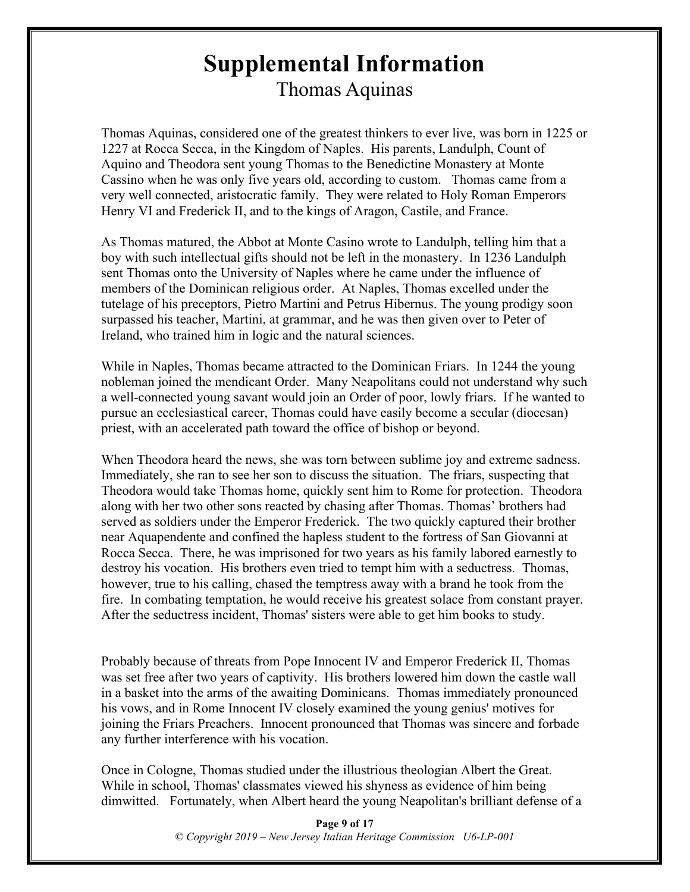# Supplemental Information

## Thomas Aquinas

Thomas Aquinas, considered one of the greatest thinkers to ever live, was born in 1225 or 1227 at Rocca Secca, in the Kingdom of Naples. His parents, Landulph, Count of Aquino and Theodora sent young Thomas to the Benedictine Monastery at Monte Cassino when he was only five years old, according to custom. Thomas came from a very well connected, aristocratic family. They were related to Holy Roman Emperors Henry VI and Frederick II, and to the kings of Aragon, Castile, and France.

As Thomas matured, the Abbot at Monte Casino wrote to Landulph, telling him that a boy with such intellectual gifts should not be left in the monastery. In 1236 Landulph sent Thomas onto the University of Naples where he came under the influence of members of the Dominican religious order. At Naples, Thomas excelled under the tutelage of his preceptors, Pietro Martini and Petrus Hibernus. The young prodigy soon surpassed his teacher, Martini, at grammar, and he was then given over to Peter of Ireland, who trained him in logic and the natural sciences.

While in Naples, Thomas became attracted to the Dominican Friars. In 1244 the young nobleman joined the mendicant Order. Many Neapolitans could not understand why such a well-connected young savant would join an Order of poor, lowly friars. If he wanted to pursue an ecclesiastical career, Thomas could have easily become a secular (diocesan) priest, with an accelerated path toward the office of bishop or beyond.

When Theodora heard the news, she was torn between sublime joy and extreme sadness. Immediately, she ran to see her son to discuss the situation. The friars, suspecting that Theodora would take Thomas home, quickly sent him to Rome for protection. Theodora along with her two other sons reacted by chasing after Thomas. Thomas' brothers had served as soldiers under the Emperor Frederick. The two quickly captured their brother near Aquapendente and confined the hapless student to the fortress of San Giovanni at Rocca Secca. There, he was imprisoned for two years as his family labored earnestly to destroy his vocation. His brothers even tried to tempt him with a seductress. Thomas, however, true to his calling, chased the temptress away with a brand he took from the fire. In combating temptation, he would receive his greatest solace from constant prayer. After the seductress incident, Thomas' sisters were able to get him books to study.

Probably because of threats from Pope Innocent IV and Emperor Frederick II, Thomas was set free after two years of captivity. His brothers lowered him down the castle wall in a basket into the arms of the awaiting Dominicans. Thomas immediately pronounced his vows, and in Rome Innocent IV closely examined the young genius' motives for joining the Friars Preachers. Innocent pronounced that Thomas was sincere and forbade any further interference with his vocation.

Once in Cologne, Thomas studied under the illustrious theologian Albert the Great. While in school, Thomas' classmates viewed his shyness as evidence of him being dimwitted. Fortunately, when Albert heard the young Neapolitan's brilliant defense of a

*© Copyright 2019 – New Jersey Italian Heritage Commission U6-LP-001*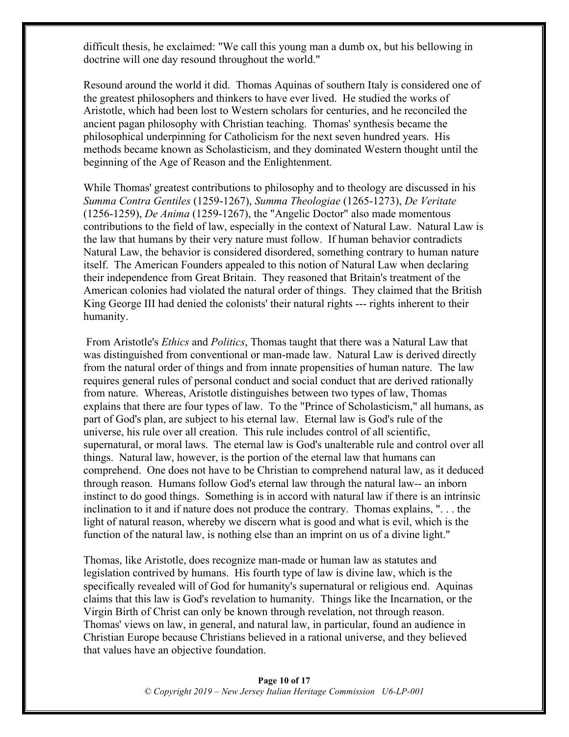difficult thesis, he exclaimed: "We call this young man a dumb ox, but his bellowing in doctrine will one day resound throughout the world."

Resound around the world it did. Thomas Aquinas of southern Italy is considered one of the greatest philosophers and thinkers to have ever lived. He studied the works of Aristotle, which had been lost to Western scholars for centuries, and he reconciled the ancient pagan philosophy with Christian teaching. Thomas' synthesis became the philosophical underpinning for Catholicism for the next seven hundred years. His methods became known as Scholasticism, and they dominated Western thought until the beginning of the Age of Reason and the Enlightenment.

While Thomas' greatest contributions to philosophy and to theology are discussed in his *Summa Contra Gentiles* (1259-1267), *Summa Theologiae* (1265-1273), *De Veritate* (1256-1259), *De Anima* (1259-1267), the "Angelic Doctor" also made momentous contributions to the field of law, especially in the context of Natural Law. Natural Law is the law that humans by their very nature must follow. If human behavior contradicts Natural Law, the behavior is considered disordered, something contrary to human nature itself. The American Founders appealed to this notion of Natural Law when declaring their independence from Great Britain. They reasoned that Britain's treatment of the American colonies had violated the natural order of things. They claimed that the British King George III had denied the colonists' their natural rights --- rights inherent to their humanity.

From Aristotle's *Ethics* and *Politics*, Thomas taught that there was a Natural Law that was distinguished from conventional or man-made law. Natural Law is derived directly from the natural order of things and from innate propensities of human nature. The law requires general rules of personal conduct and social conduct that are derived rationally from nature. Whereas, Aristotle distinguishes between two types of law, Thomas explains that there are four types of law. To the "Prince of Scholasticism," all humans, as part of God's plan, are subject to his eternal law. Eternal law is God's rule of the universe, his rule over all creation. This rule includes control of all scientific, supernatural, or moral laws. The eternal law is God's unalterable rule and control over all things. Natural law, however, is the portion of the eternal law that humans can comprehend. One does not have to be Christian to comprehend natural law, as it deduced through reason. Humans follow God's eternal law through the natural law-- an inborn instinct to do good things. Something is in accord with natural law if there is an intrinsic inclination to it and if nature does not produce the contrary. Thomas explains, ". . . the light of natural reason, whereby we discern what is good and what is evil, which is the function of the natural law, is nothing else than an imprint on us of a divine light."

Thomas, like Aristotle, does recognize man-made or human law as statutes and legislation contrived by humans. His fourth type of law is divine law, which is the specifically revealed will of God for humanity's supernatural or religious end. Aquinas claims that this law is God's revelation to humanity. Things like the Incarnation, or the Virgin Birth of Christ can only be known through revelation, not through reason. Thomas' views on law, in general, and natural law, in particular, found an audience in Christian Europe because Christians believed in a rational universe, and they believed that values have an objective foundation.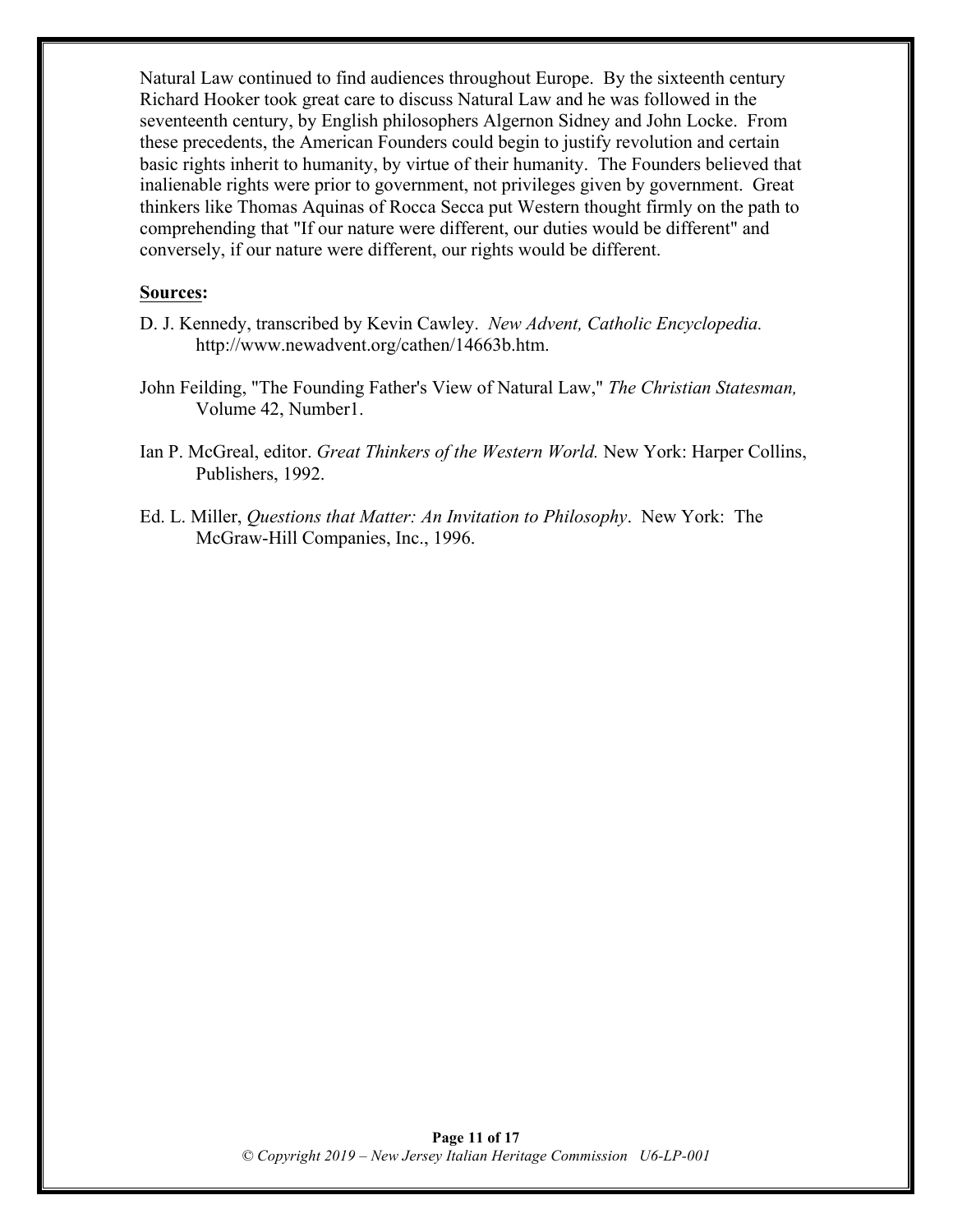Natural Law continued to find audiences throughout Europe. By the sixteenth century Richard Hooker took great care to discuss Natural Law and he was followed in the seventeenth century, by English philosophers Algernon Sidney and John Locke. From these precedents, the American Founders could begin to justify revolution and certain basic rights inherit to humanity, by virtue of their humanity. The Founders believed that inalienable rights were prior to government, not privileges given by government. Great thinkers like Thomas Aquinas of Rocca Secca put Western thought firmly on the path to comprehending that "If our nature were different, our duties would be different" and conversely, if our nature were different, our rights would be different.

**Sources:**

D. J. Kennedy, transcribed by Kevin Cawley. *New Advent, Catholic Encyclopedia.* http://www.newadvent.org/cathen/14663b.htm.

John Feilding, "The Founding Father's View of Natural Law," *The Christian Statesman,* Volume 42, Number1.

Ian P. McGreal, editor. *Great Thinkers of the Western World.* New York: Harper Collins, Publishers, 1992.

Ed. L. Miller, *Questions that Matter: An Invitation to Philosophy*. New York: The McGraw-Hill Companies, Inc., 1996.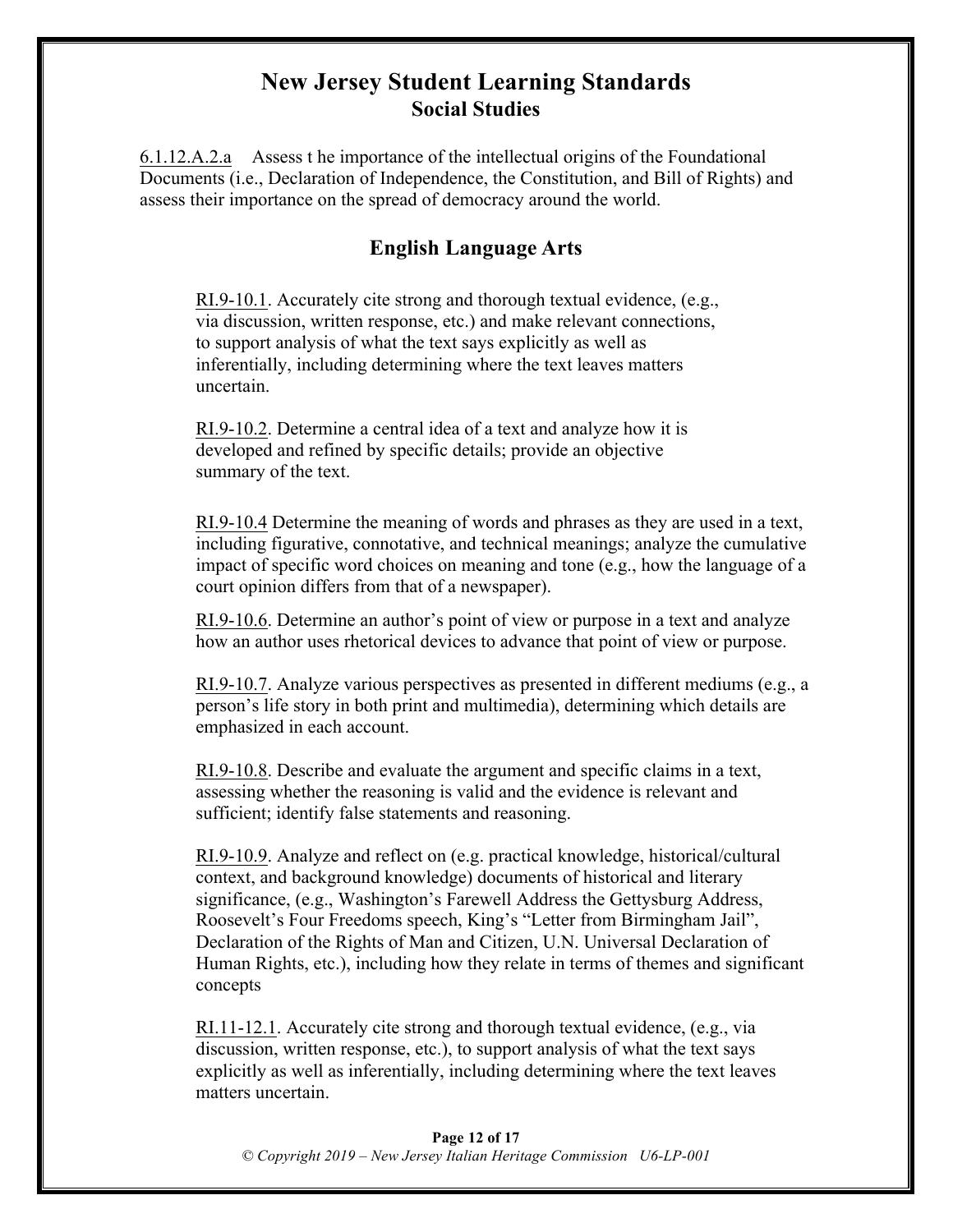# New Jersey Student Learning Standards

## Social Studies

6.1.12.A.2.a Assess t he importance of the intellectual origins of the Foundational Documents (i.e., Declaration of Independence, the Constitution, and Bill of Rights) and assess their importance on the spread of democracy around the world.

## English Language Arts

RI.9-10.1. Accurately cite strong and thorough textual evidence, (e.g., via discussion, written response, etc.) and make relevant connections, to support analysis of what the text says explicitly as well as inferentially, including determining where the text leaves matters uncertain.

RI.9-10.2. Determine a central idea of a text and analyze how it is developed and refined by specific details; provide an objective summary of the text.

RI.9-10.4 Determine the meaning of words and phrases as they are used in a text, including figurative, connotative, and technical meanings; analyze the cumulative impact of specific word choices on meaning and tone (e.g., how the language of a court opinion differs from that of a newspaper).

RI.9-10.6. Determine an author's point of view or purpose in a text and analyze how an author uses rhetorical devices to advance that point of view or purpose.

RI.9-10.7. Analyze various perspectives as presented in different mediums (e.g., a person's life story in both print and multimedia), determining which details are emphasized in each account.

RI.9-10.8. Describe and evaluate the argument and specific claims in a text, assessing whether the reasoning is valid and the evidence is relevant and sufficient; identify false statements and reasoning.

RI.9-10.9. Analyze and reflect on (e.g. practical knowledge, historical/cultural context, and background knowledge) documents of historical and literary significance, (e.g., Washington's Farewell Address the Gettysburg Address, Roosevelt's Four Freedoms speech, King's "Letter from Birmingham Jail", Declaration of the Rights of Man and Citizen, U.N. Universal Declaration of Human Rights, etc.), including how they relate in terms of themes and significant concepts

RI.11-12.1. Accurately cite strong and thorough textual evidence, (e.g., via discussion, written response, etc.), to support analysis of what the text says explicitly as well as inferentially, including determining where the text leaves matters uncertain.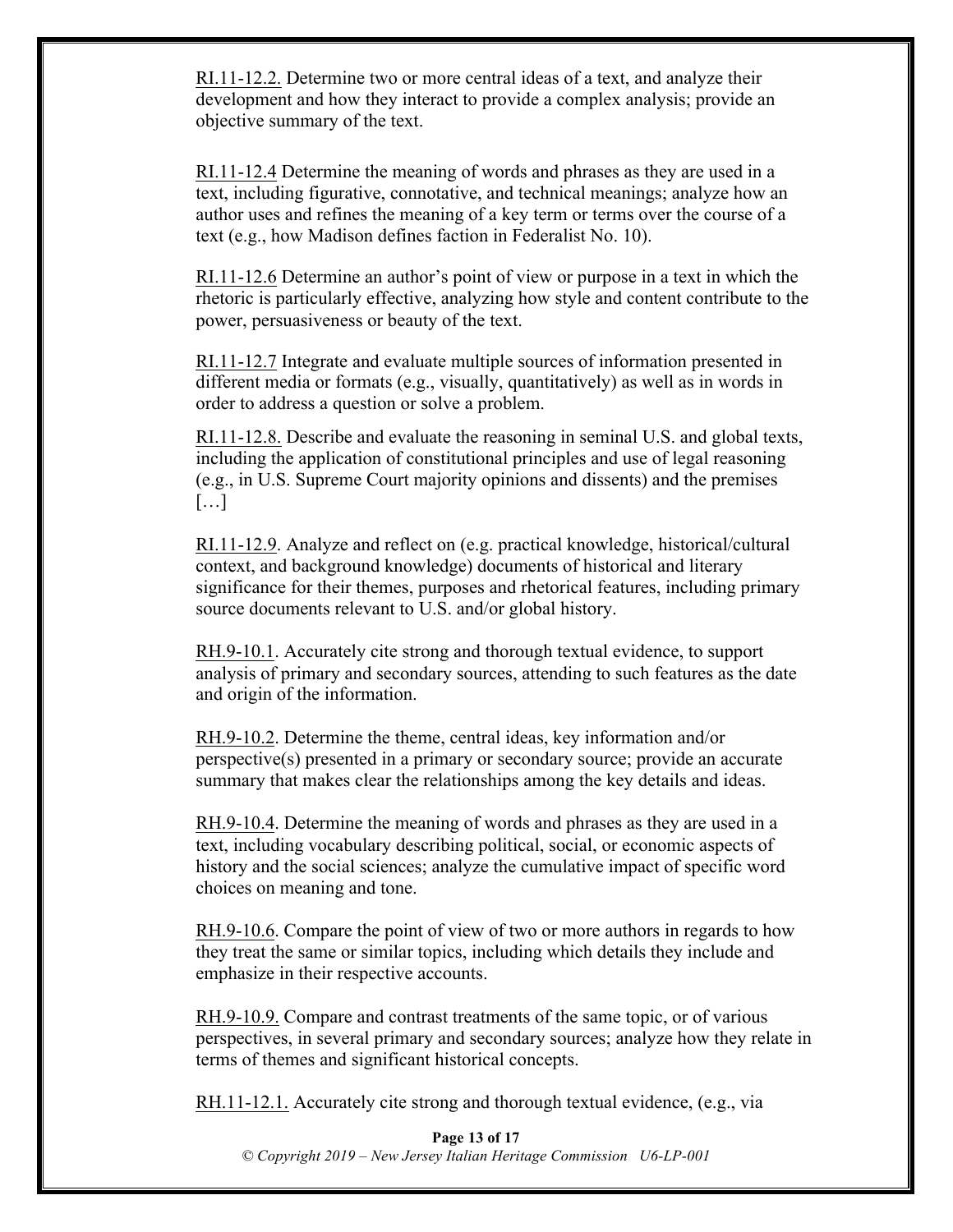RI.11-12.2. Determine two or more central ideas of a text, and analyze their development and how they interact to provide a complex analysis; provide an objective summary of the text.

RI.11-12.4 Determine the meaning of words and phrases as they are used in a text, including figurative, connotative, and technical meanings; analyze how an author uses and refines the meaning of a key term or terms over the course of a text (e.g., how Madison defines faction in Federalist No. 10).

RI.11-12.6 Determine an author's point of view or purpose in a text in which the rhetoric is particularly effective, analyzing how style and content contribute to the power, persuasiveness or beauty of the text.

RI.11-12.7 Integrate and evaluate multiple sources of information presented in different media or formats (e.g., visually, quantitatively) as well as in words in order to address a question or solve a problem.

RI.11-12.8. Describe and evaluate the reasoning in seminal U.S. and global texts, including the application of constitutional principles and use of legal reasoning (e.g., in U.S. Supreme Court majority opinions and dissents) and the premises […]

RI.11-12.9. Analyze and reflect on (e.g. practical knowledge, historical/cultural context, and background knowledge) documents of historical and literary significance for their themes, purposes and rhetorical features, including primary source documents relevant to U.S. and/or global history.

RH.9-10.1. Accurately cite strong and thorough textual evidence, to support analysis of primary and secondary sources, attending to such features as the date and origin of the information.

RH.9-10.2. Determine the theme, central ideas, key information and/or perspective(s) presented in a primary or secondary source; provide an accurate summary that makes clear the relationships among the key details and ideas.

RH.9-10.4. Determine the meaning of words and phrases as they are used in a text, including vocabulary describing political, social, or economic aspects of history and the social sciences; analyze the cumulative impact of specific word choices on meaning and tone.

RH.9-10.6. Compare the point of view of two or more authors in regards to how they treat the same or similar topics, including which details they include and emphasize in their respective accounts.

RH.9-10.9. Compare and contrast treatments of the same topic, or of various perspectives, in several primary and secondary sources; analyze how they relate in terms of themes and significant historical concepts.

RH.11-12.1. Accurately cite strong and thorough textual evidence, (e.g., via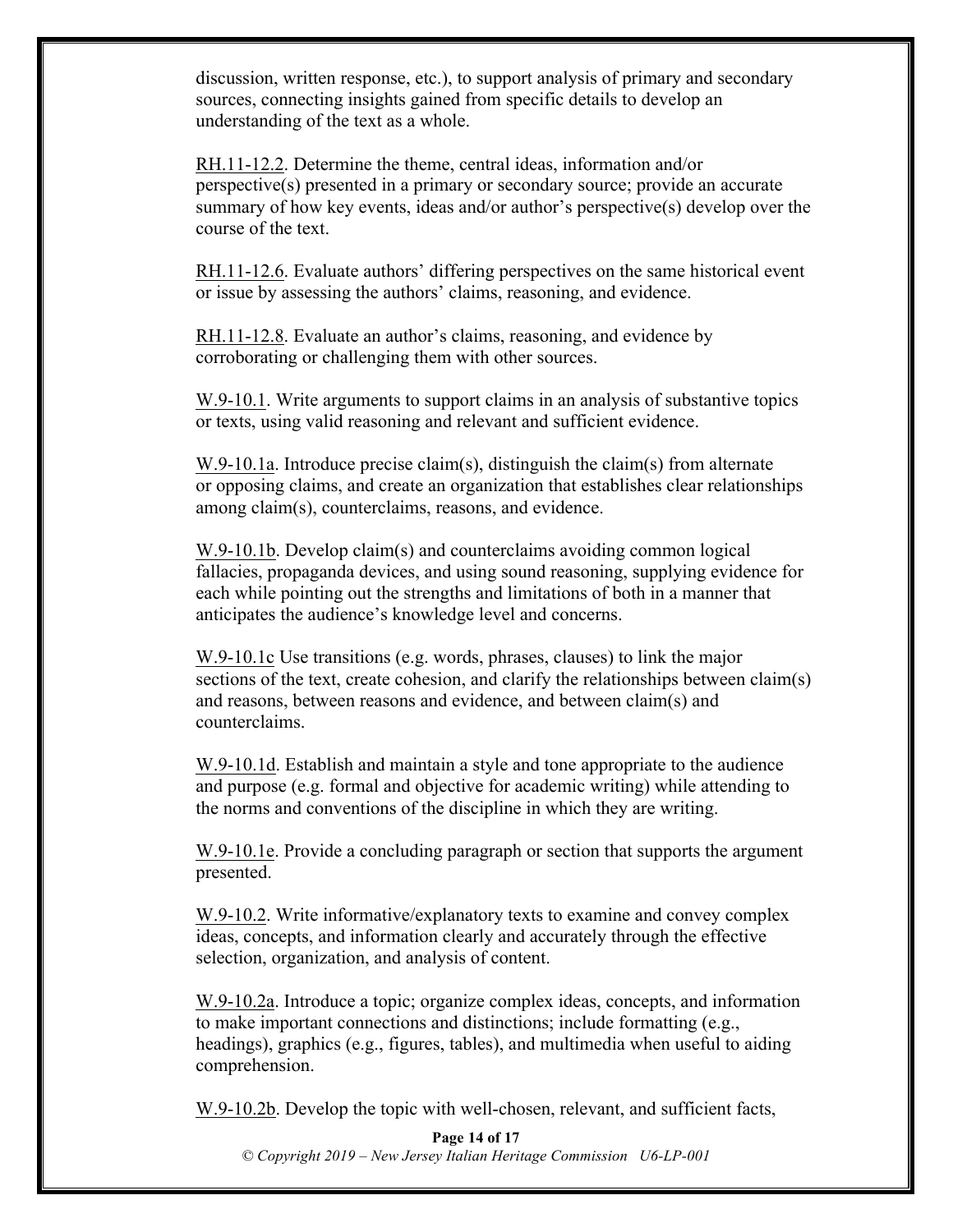discussion, written response, etc.), to support analysis of primary and secondary sources, connecting insights gained from specific details to develop an understanding of the text as a whole.

RH.11-12.2. Determine the theme, central ideas, information and/or perspective(s) presented in a primary or secondary source; provide an accurate summary of how key events, ideas and/or author's perspective(s) develop over the course of the text.

RH.11-12.6. Evaluate authors' differing perspectives on the same historical event or issue by assessing the authors' claims, reasoning, and evidence.

RH.11-12.8. Evaluate an author's claims, reasoning, and evidence by corroborating or challenging them with other sources.

W.9-10.1. Write arguments to support claims in an analysis of substantive topics or texts, using valid reasoning and relevant and sufficient evidence.

W.9-10.1a. Introduce precise claim(s), distinguish the claim(s) from alternate or opposing claims, and create an organization that establishes clear relationships among claim(s), counterclaims, reasons, and evidence.

W.9-10.1b. Develop claim(s) and counterclaims avoiding common logical fallacies, propaganda devices, and using sound reasoning, supplying evidence for each while pointing out the strengths and limitations of both in a manner that anticipates the audience's knowledge level and concerns.

W.9-10.1c Use transitions (e.g. words, phrases, clauses) to link the major sections of the text, create cohesion, and clarify the relationships between claim(s) and reasons, between reasons and evidence, and between claim(s) and counterclaims.

W.9-10.1d. Establish and maintain a style and tone appropriate to the audience and purpose (e.g. formal and objective for academic writing) while attending to the norms and conventions of the discipline in which they are writing.

W.9-10.1e. Provide a concluding paragraph or section that supports the argument presented.

W.9-10.2. Write informative/explanatory texts to examine and convey complex ideas, concepts, and information clearly and accurately through the effective selection, organization, and analysis of content.

W.9-10.2a. Introduce a topic; organize complex ideas, concepts, and information to make important connections and distinctions; include formatting (e.g., headings), graphics (e.g., figures, tables), and multimedia when useful to aiding comprehension.

W.9-10.2b. Develop the topic with well-chosen, relevant, and sufficient facts,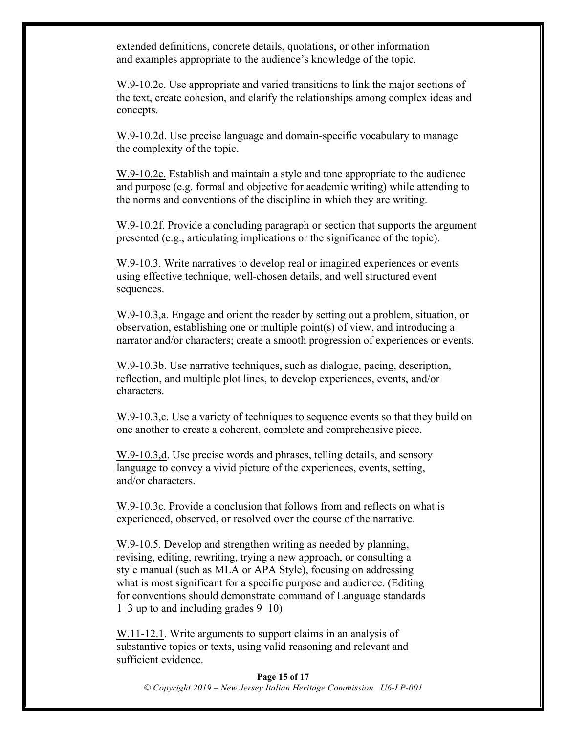extended definitions, concrete details, quotations, or other information and examples appropriate to the audience's knowledge of the topic.

W.9-10.2c. Use appropriate and varied transitions to link the major sections of the text, create cohesion, and clarify the relationships among complex ideas and concepts.

W.9-10.2d. Use precise language and domain-specific vocabulary to manage the complexity of the topic.

W.9-10.2e. Establish and maintain a style and tone appropriate to the audience and purpose (e.g. formal and objective for academic writing) while attending to the norms and conventions of the discipline in which they are writing.

W.9-10.2f. Provide a concluding paragraph or section that supports the argument presented (e.g., articulating implications or the significance of the topic).

W.9-10.3. Write narratives to develop real or imagined experiences or events using effective technique, well-chosen details, and well structured event sequences.

W.9-10.3,a. Engage and orient the reader by setting out a problem, situation, or observation, establishing one or multiple point(s) of view, and introducing a narrator and/or characters; create a smooth progression of experiences or events.

W.9-10.3b. Use narrative techniques, such as dialogue, pacing, description, reflection, and multiple plot lines, to develop experiences, events, and/or characters.

W.9-10.3,c. Use a variety of techniques to sequence events so that they build on one another to create a coherent, complete and comprehensive piece.

W.9-10.3,d. Use precise words and phrases, telling details, and sensory language to convey a vivid picture of the experiences, events, setting, and/or characters.

W.9-10.3c. Provide a conclusion that follows from and reflects on what is experienced, observed, or resolved over the course of the narrative.

W.9-10.5. Develop and strengthen writing as needed by planning, revising, editing, rewriting, trying a new approach, or consulting a style manual (such as MLA or APA Style), focusing on addressing what is most significant for a specific purpose and audience. (Editing for conventions should demonstrate command of Language standards 1–3 up to and including grades 9–10)

W.11-12.1. Write arguments to support claims in an analysis of substantive topics or texts, using valid reasoning and relevant and sufficient evidence.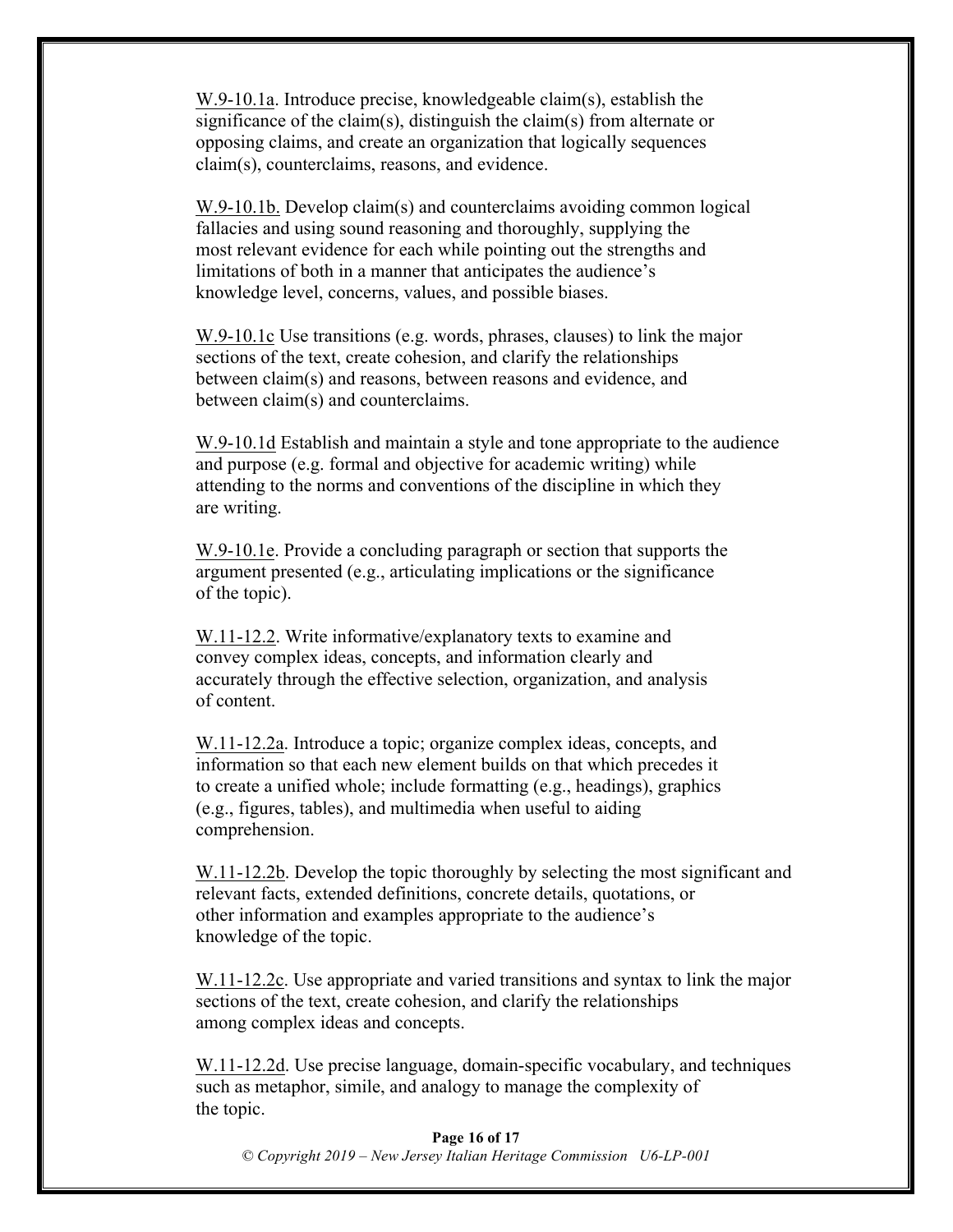W.9-10.1a. Introduce precise, knowledgeable claim(s), establish the significance of the claim(s), distinguish the claim(s) from alternate or opposing claims, and create an organization that logically sequences claim(s), counterclaims, reasons, and evidence.

W.9-10.1b. Develop claim(s) and counterclaims avoiding common logical fallacies and using sound reasoning and thoroughly, supplying the most relevant evidence for each while pointing out the strengths and limitations of both in a manner that anticipates the audience's knowledge level, concerns, values, and possible biases.

W.9-10.1c Use transitions (e.g. words, phrases, clauses) to link the major sections of the text, create cohesion, and clarify the relationships between claim(s) and reasons, between reasons and evidence, and between claim(s) and counterclaims.

W.9-10.1d Establish and maintain a style and tone appropriate to the audience and purpose (e.g. formal and objective for academic writing) while attending to the norms and conventions of the discipline in which they are writing.

W.9-10.1e. Provide a concluding paragraph or section that supports the argument presented (e.g., articulating implications or the significance of the topic).

W.11-12.2. Write informative/explanatory texts to examine and convey complex ideas, concepts, and information clearly and accurately through the effective selection, organization, and analysis of content.

W.11-12.2a. Introduce a topic; organize complex ideas, concepts, and information so that each new element builds on that which precedes it to create a unified whole; include formatting (e.g., headings), graphics (e.g., figures, tables), and multimedia when useful to aiding comprehension.

W.11-12.2b. Develop the topic thoroughly by selecting the most significant and relevant facts, extended definitions, concrete details, quotations, or other information and examples appropriate to the audience's knowledge of the topic.

W.11-12.2c. Use appropriate and varied transitions and syntax to link the major sections of the text, create cohesion, and clarify the relationships among complex ideas and concepts.

W.11-12.2d. Use precise language, domain-specific vocabulary, and techniques such as metaphor, simile, and analogy to manage the complexity of the topic.

*© Copyright 2019 – New Jersey Italian Heritage Commission U6-LP-001*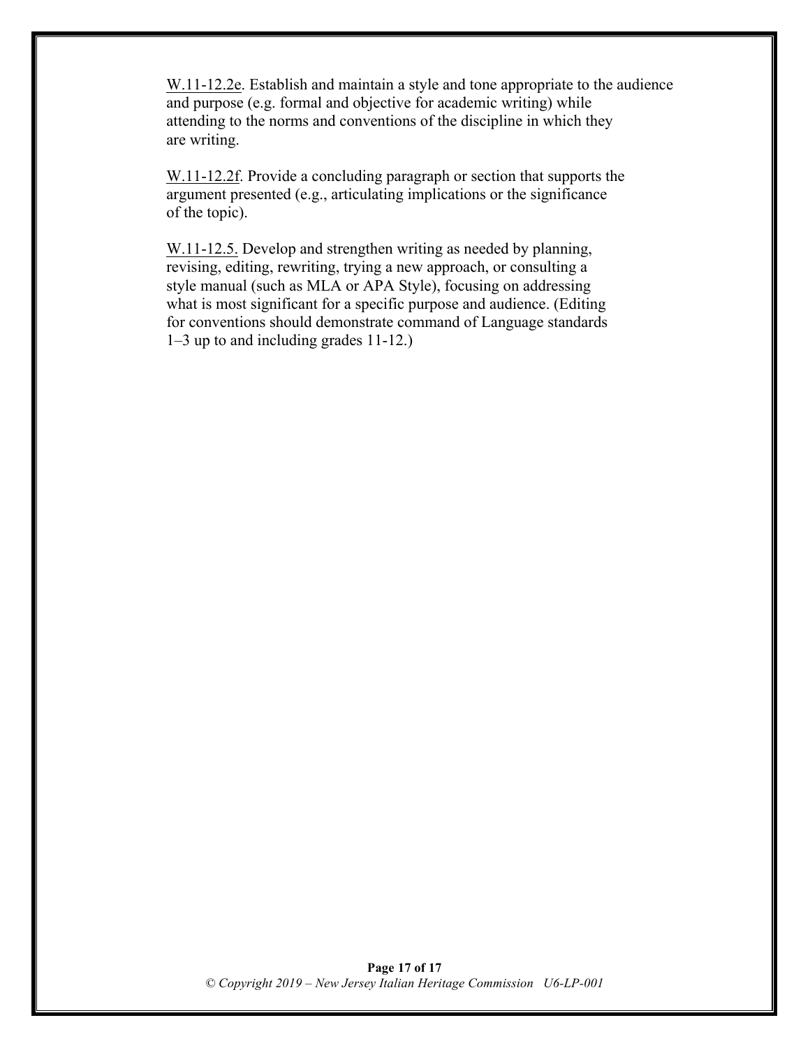W.11-12.2e. Establish and maintain a style and tone appropriate to the audience and purpose (e.g. formal and objective for academic writing) while attending to the norms and conventions of the discipline in which they are writing.

W.11-12.2f. Provide a concluding paragraph or section that supports the argument presented (e.g., articulating implications or the significance of the topic).

W.11-12.5. Develop and strengthen writing as needed by planning, revising, editing, rewriting, trying a new approach, or consulting a style manual (such as MLA or APA Style), focusing on addressing what is most significant for a specific purpose and audience. (Editing for conventions should demonstrate command of Language standards 1–3 up to and including grades 11-12.)